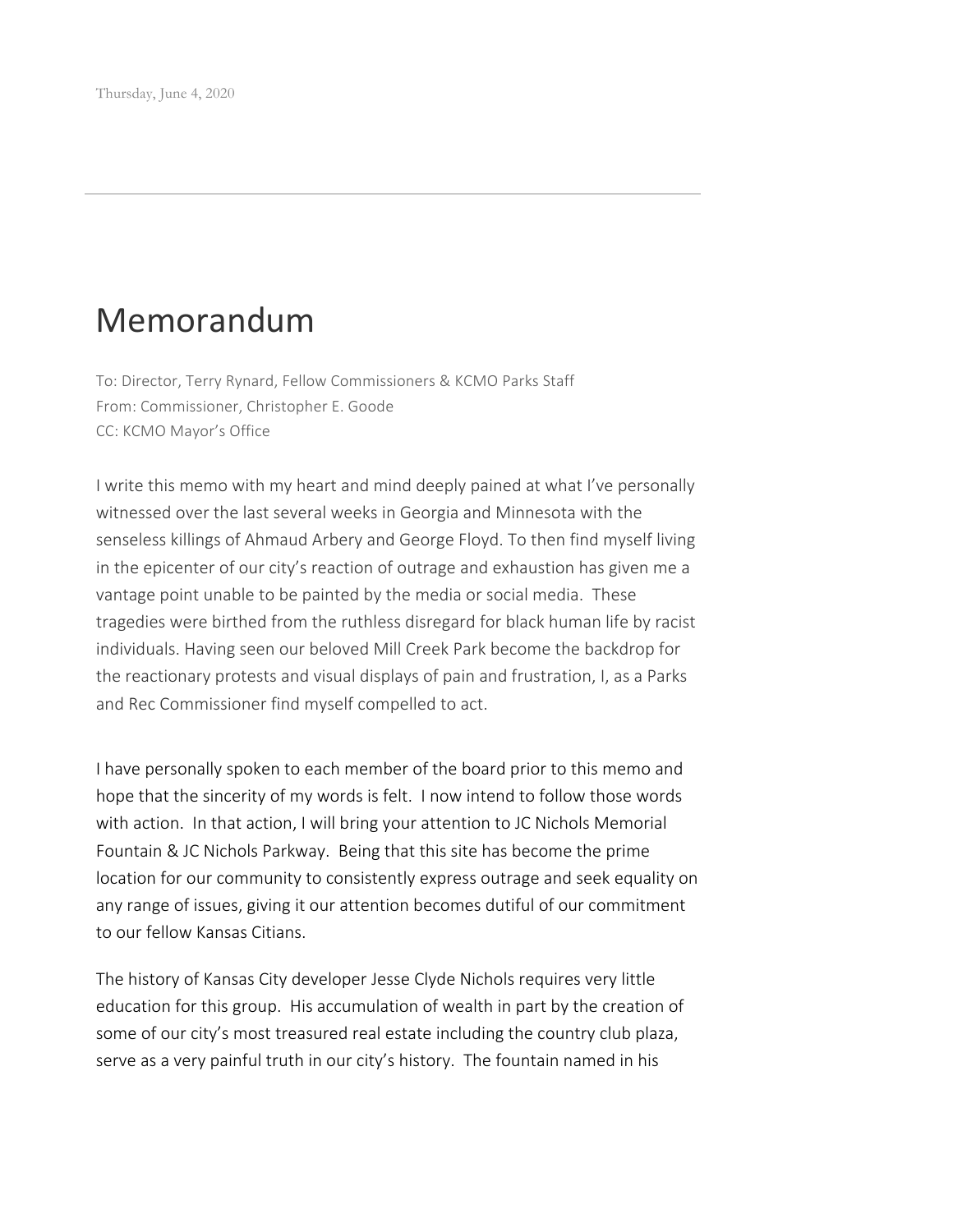Thursday, June 4, 2020

---

# Memorandum

To: Director, Terry Rynard, Fellow Commissioners & KCMO Parks Staff
From: Commissioner, Christopher E. Goode
CC: KCMO Mayor's Office

I write this memo with my heart and mind deeply pained at what I've personally witnessed over the last several weeks in Georgia and Minnesota with the senseless killings of Ahmaud Arbery and George Floyd. To then find myself living in the epicenter of our city's reaction of outrage and exhaustion has given me a vantage point unable to be painted by the media or social media. These tragedies were birthed from the ruthless disregard for black human life by racist individuals. Having seen our beloved Mill Creek Park become the backdrop for the reactionary protests and visual displays of pain and frustration, I, as a Parks and Rec Commissioner find myself compelled to act.

I have personally spoken to each member of the board prior to this memo and hope that the sincerity of my words is felt. I now intend to follow those words with action. In that action, I will bring your attention to JC Nichols Memorial Fountain & JC Nichols Parkway. Being that this site has become the prime location for our community to consistently express outrage and seek equality on any range of issues, giving it our attention becomes dutiful of our commitment to our fellow Kansas Citians.

The history of Kansas City developer Jesse Clyde Nichols requires very little education for this group. His accumulation of wealth in part by the creation of some of our city's most treasured real estate including the country club plaza, serve as a very painful truth in our city's history. The fountain named in his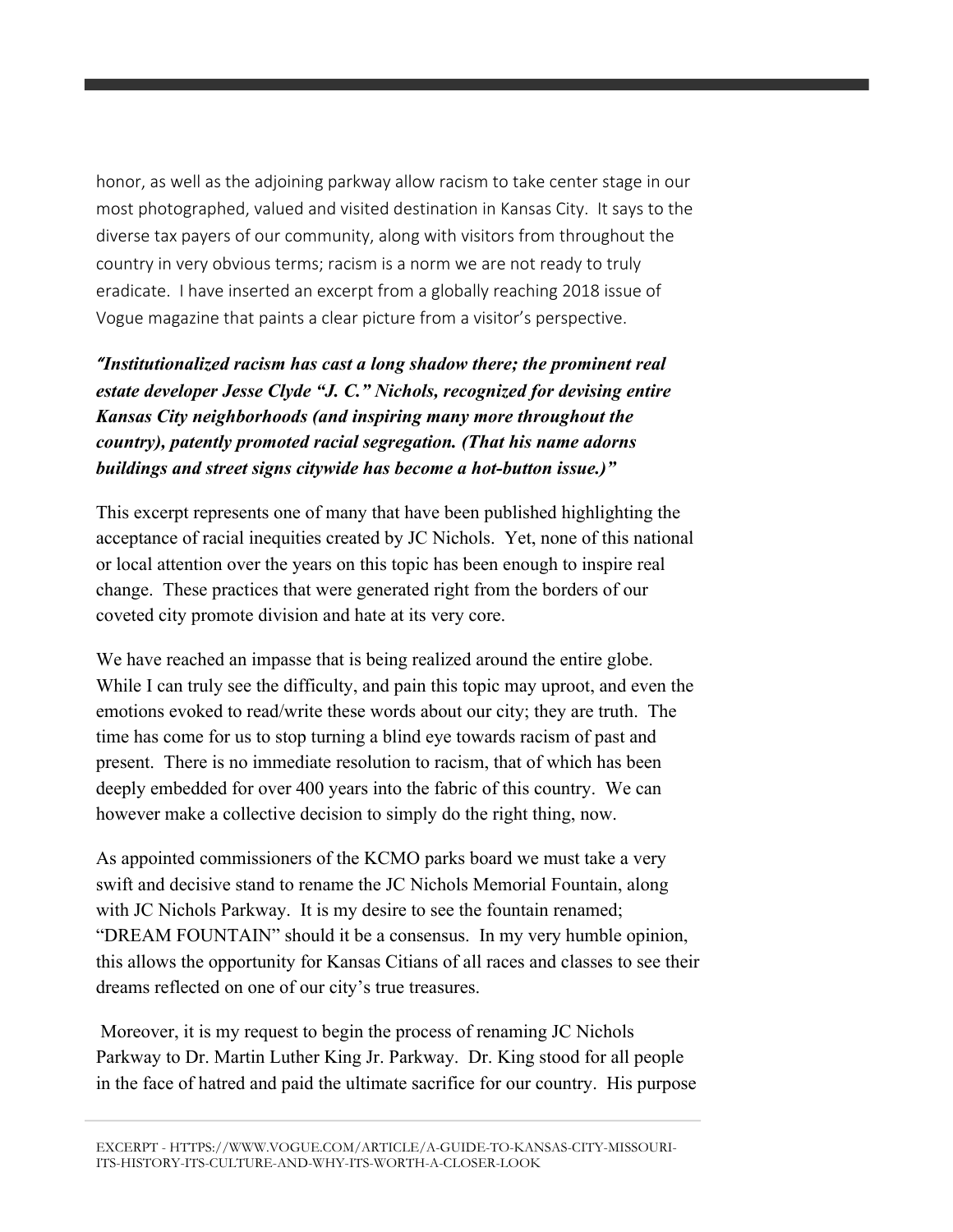honor, as well as the adjoining parkway allow racism to take center stage in our most photographed, valued and visited destination in Kansas City. It says to the diverse tax payers of our community, along with visitors from throughout the country in very obvious terms; racism is a norm we are not ready to truly eradicate. I have inserted an excerpt from a globally reaching 2018 issue of Vogue magazine that paints a clear picture from a visitor's perspective.

***"Institutionalized racism has cast a long shadow there; the prominent real estate developer Jesse Clyde "J. C." Nichols, recognized for devising entire Kansas City neighborhoods (and inspiring many more throughout the country), patently promoted racial segregation. (That his name adorns buildings and street signs citywide has become a hot-button issue.)"***

This excerpt represents one of many that have been published highlighting the acceptance of racial inequities created by JC Nichols. Yet, none of this national or local attention over the years on this topic has been enough to inspire real change. These practices that were generated right from the borders of our coveted city promote division and hate at its very core.

We have reached an impasse that is being realized around the entire globe. While I can truly see the difficulty, and pain this topic may uproot, and even the emotions evoked to read/write these words about our city; they are truth. The time has come for us to stop turning a blind eye towards racism of past and present. There is no immediate resolution to racism, that of which has been deeply embedded for over 400 years into the fabric of this country. We can however make a collective decision to simply do the right thing, now.

As appointed commissioners of the KCMO parks board we must take a very swift and decisive stand to rename the JC Nichols Memorial Fountain, along with JC Nichols Parkway. It is my desire to see the fountain renamed; "DREAM FOUNTAIN" should it be a consensus. In my very humble opinion, this allows the opportunity for Kansas Citians of all races and classes to see their dreams reflected on one of our city's true treasures.

Moreover, it is my request to begin the process of renaming JC Nichols Parkway to Dr. Martin Luther King Jr. Parkway. Dr. King stood for all people in the face of hatred and paid the ultimate sacrifice for our country. His purpose

EXCERPT - HTTPS://WWW.VOGUE.COM/ARTICLE/A-GUIDE-TO-KANSAS-CITY-MISSOURI-ITS-HISTORY-ITS-CULTURE-AND-WHY-ITS-WORTH-A-CLOSER-LOOK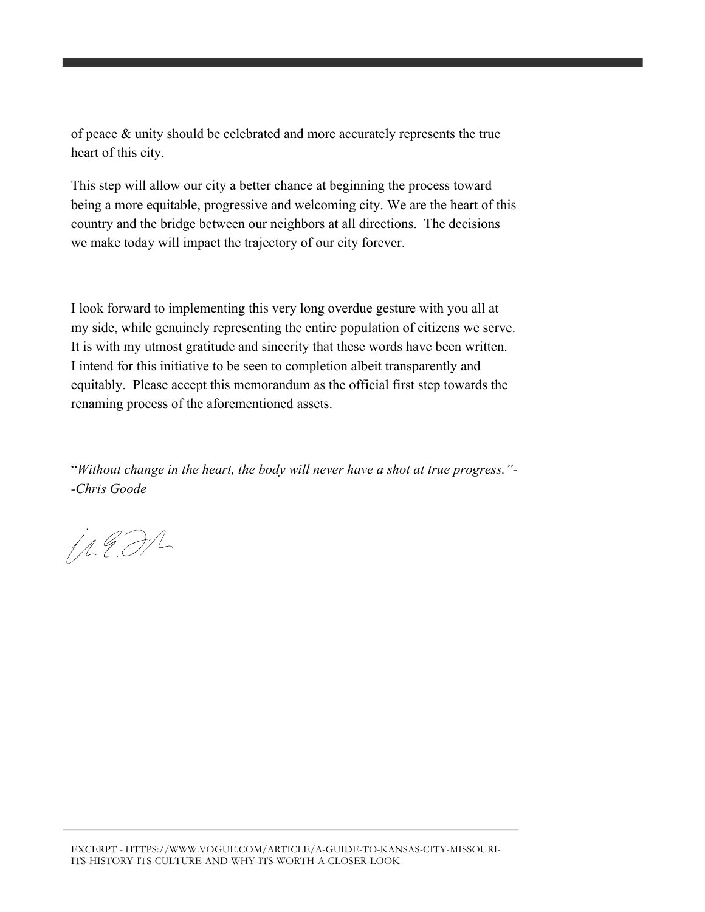of peace & unity should be celebrated and more accurately represents the true heart of this city.

This step will allow our city a better chance at beginning the process toward being a more equitable, progressive and welcoming city. We are the heart of this country and the bridge between our neighbors at all directions.  The decisions we make today will impact the trajectory of our city forever.

I look forward to implementing this very long overdue gesture with you all at my side, while genuinely representing the entire population of citizens we serve. It is with my utmost gratitude and sincerity that these words have been written. I intend for this initiative to be seen to completion albeit transparently and equitably.  Please accept this memorandum as the official first step towards the renaming process of the aforementioned assets.

"*Without change in the heart, the body will never have a shot at true progress."--Chris Goode*

EXCERPT - HTTPS://WWW.VOGUE.COM/ARTICLE/A-GUIDE-TO-KANSAS-CITY-MISSOURI-ITS-HISTORY-ITS-CULTURE-AND-WHY-ITS-WORTH-A-CLOSER-LOOK